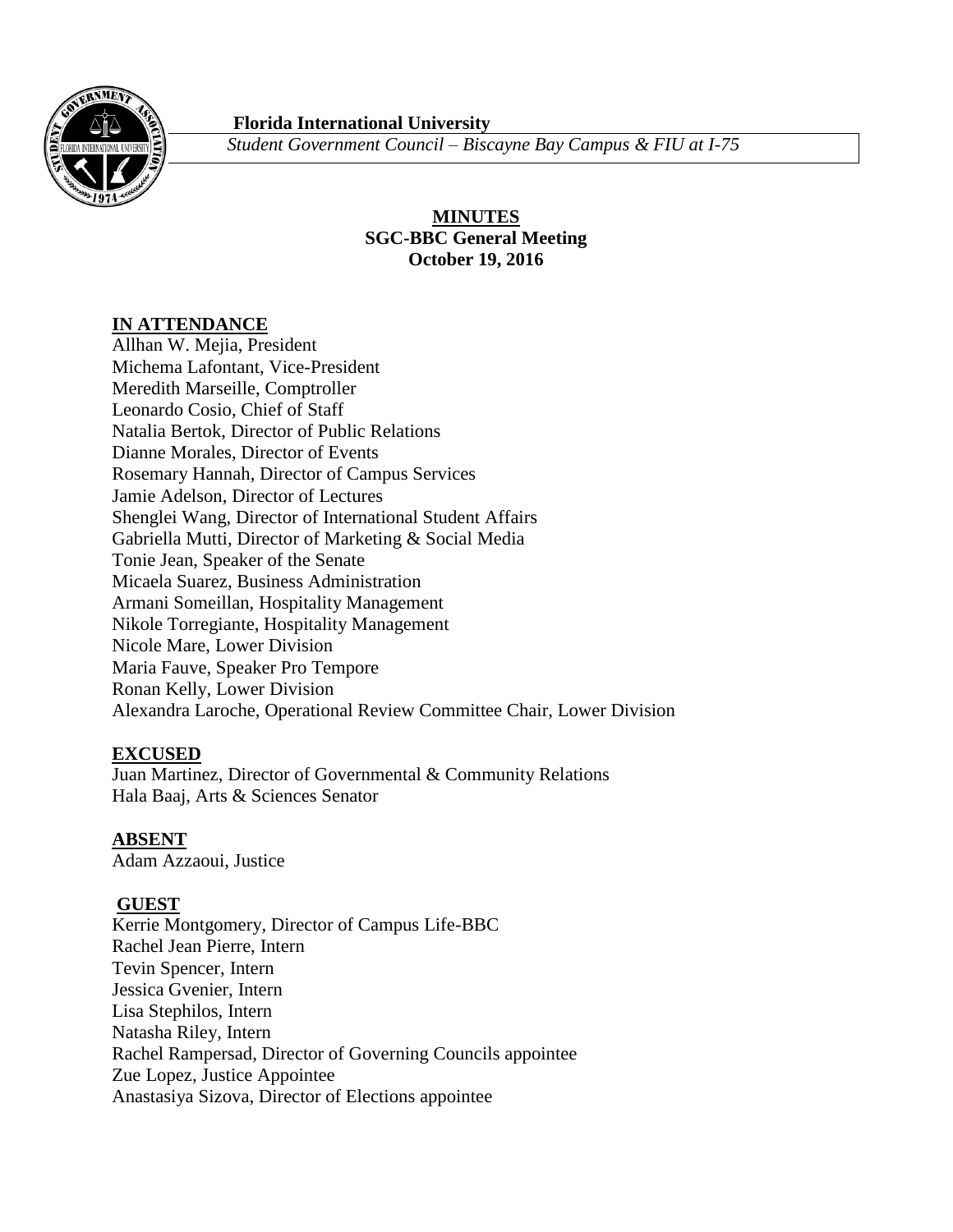**Florida International University**

*Student Government Council – Biscayne Bay Campus & FIU at I-75*

**MINUTES**
**SGC-BBC General Meeting**
**October 19, 2016**

**IN ATTENDANCE**

Allhan W. Mejia, President
Michema Lafontant, Vice-President
Meredith Marseille, Comptroller
Leonardo Cosio, Chief of Staff
Natalia Bertok, Director of Public Relations
Dianne Morales, Director of Events
Rosemary Hannah, Director of Campus Services
Jamie Adelson, Director of Lectures
Shenglei Wang, Director of International Student Affairs
Gabriella Mutti, Director of Marketing & Social Media
Tonie Jean, Speaker of the Senate
Micaela Suarez, Business Administration
Armani Someillan, Hospitality Management
Nikole Torregiante, Hospitality Management
Nicole Mare, Lower Division
Maria Fauve, Speaker Pro Tempore
Ronan Kelly, Lower Division
Alexandra Laroche, Operational Review Committee Chair, Lower Division

**EXCUSED**

Juan Martinez, Director of Governmental & Community Relations
Hala Baaj, Arts & Sciences Senator

**ABSENT**

Adam Azzaoui, Justice

**GUEST**

Kerrie Montgomery, Director of Campus Life-BBC
Rachel Jean Pierre, Intern
Tevin Spencer, Intern
Jessica Gvenier, Intern
Lisa Stephilos, Intern
Natasha Riley, Intern
Rachel Rampersad, Director of Governing Councils appointee
Zue Lopez, Justice Appointee
Anastasiya Sizova, Director of Elections appointee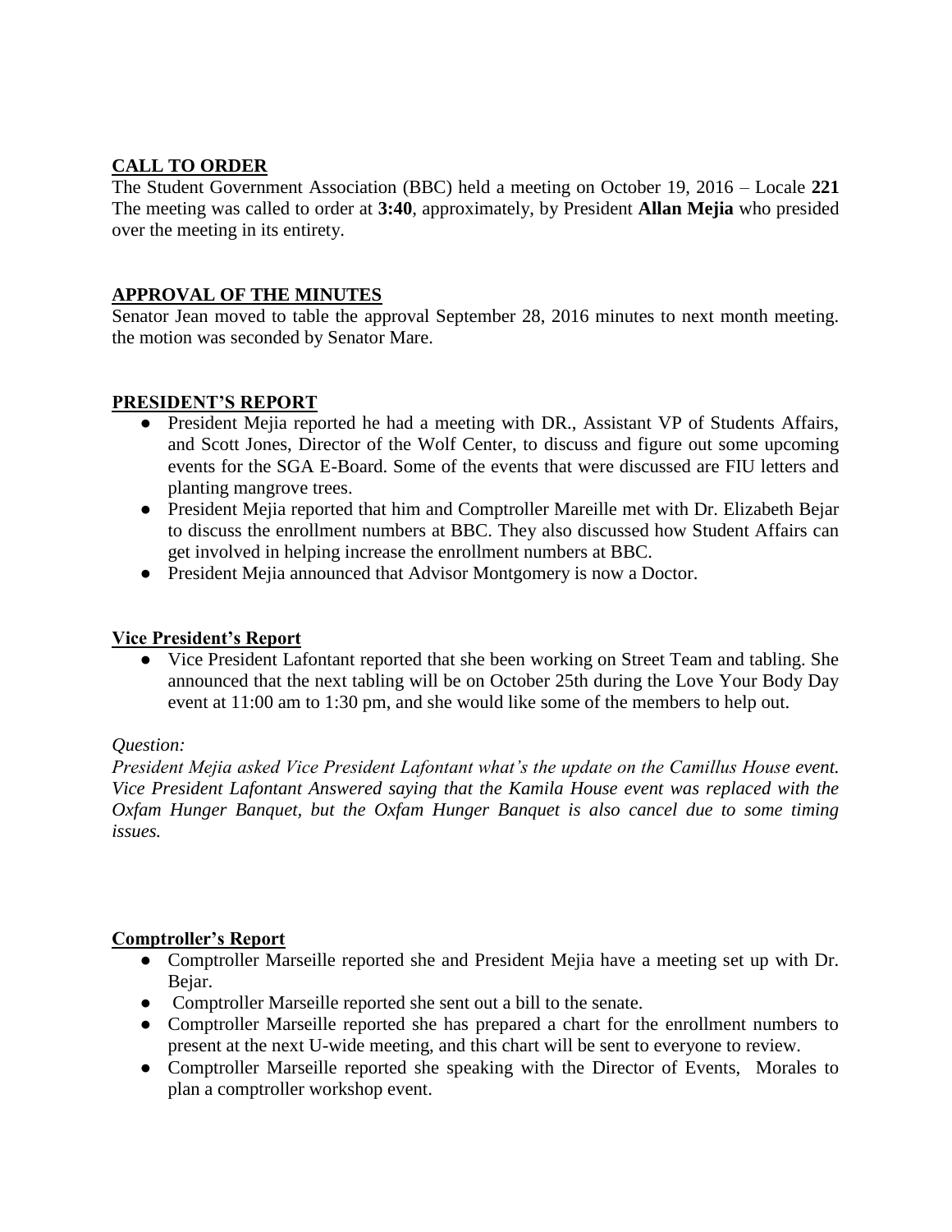## CALL TO ORDER

The Student Government Association (BBC) held a meeting on October 19, 2016 – Locale **221** The meeting was called to order at **3:40**, approximately, by President **Allan Mejia** who presided over the meeting in its entirety.

## APPROVAL OF THE MINUTES

Senator Jean moved to table the approval September 28, 2016 minutes to next month meeting. the motion was seconded by Senator Mare.

## PRESIDENT'S REPORT

- President Mejia reported he had a meeting with DR., Assistant VP of Students Affairs, and Scott Jones, Director of the Wolf Center, to discuss and figure out some upcoming events for the SGA E-Board. Some of the events that were discussed are FIU letters and planting mangrove trees.
- President Mejia reported that him and Comptroller Mareille met with Dr. Elizabeth Bejar to discuss the enrollment numbers at BBC. They also discussed how Student Affairs can get involved in helping increase the enrollment numbers at BBC.
- President Mejia announced that Advisor Montgomery is now a Doctor.

## Vice President's Report

- Vice President Lafontant reported that she been working on Street Team and tabling. She announced that the next tabling will be on October 25th during the Love Your Body Day event at 11:00 am to 1:30 pm, and she would like some of the members to help out.

*Question:*

*President Mejia asked Vice President Lafontant what's the update on the Camillus House event. Vice President Lafontant Answered saying that the Kamila House event was replaced with the Oxfam Hunger Banquet, but the Oxfam Hunger Banquet is also cancel due to some timing issues.*

## Comptroller's Report

- Comptroller Marseille reported she and President Mejia have a meeting set up with Dr. Bejar.
- Comptroller Marseille reported she sent out a bill to the senate.
- Comptroller Marseille reported she has prepared a chart for the enrollment numbers to present at the next U-wide meeting, and this chart will be sent to everyone to review.
- Comptroller Marseille reported she speaking with the Director of Events, Morales to plan a comptroller workshop event.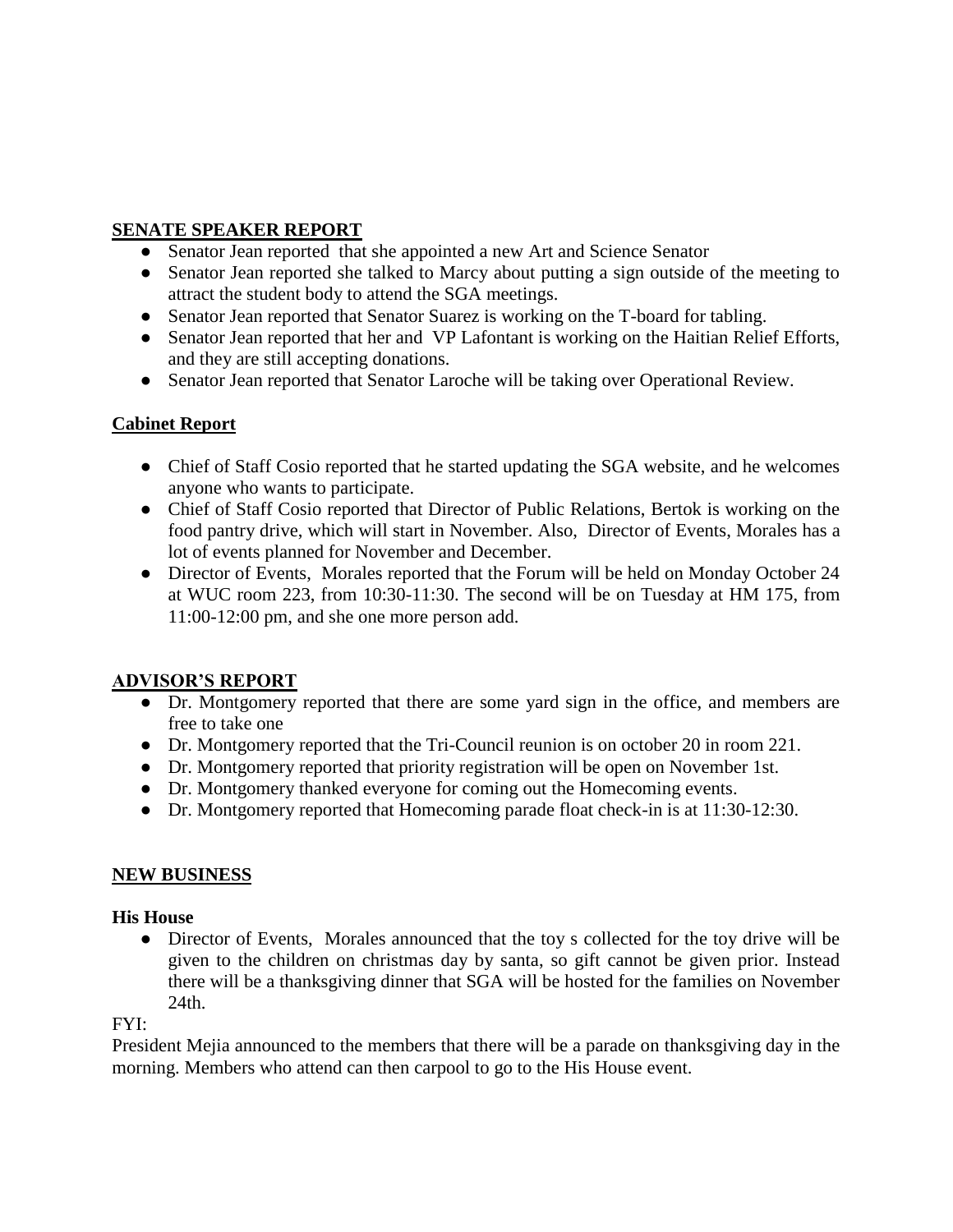## SENATE SPEAKER REPORT

- Senator Jean reported  that she appointed a new Art and Science Senator
- Senator Jean reported she talked to Marcy about putting a sign outside of the meeting to attract the student body to attend the SGA meetings.
- Senator Jean reported that Senator Suarez is working on the T-board for tabling.
- Senator Jean reported that her and  VP Lafontant is working on the Haitian Relief Efforts, and they are still accepting donations.
- Senator Jean reported that Senator Laroche will be taking over Operational Review.

## Cabinet Report

- Chief of Staff Cosio reported that he started updating the SGA website, and he welcomes anyone who wants to participate.
- Chief of Staff Cosio reported that Director of Public Relations, Bertok is working on the food pantry drive, which will start in November. Also,  Director of Events, Morales has a lot of events planned for November and December.
- Director of Events,  Morales reported that the Forum will be held on Monday October 24 at WUC room 223, from 10:30-11:30. The second will be on Tuesday at HM 175, from 11:00-12:00 pm, and she one more person add.

## ADVISOR'S REPORT

- Dr. Montgomery reported that there are some yard sign in the office, and members are free to take one
- Dr. Montgomery reported that the Tri-Council reunion is on october 20 in room 221.
- Dr. Montgomery reported that priority registration will be open on November 1st.
- Dr. Montgomery thanked everyone for coming out the Homecoming events.
- Dr. Montgomery reported that Homecoming parade float check-in is at 11:30-12:30.

## NEW BUSINESS

### His House

- Director of Events,  Morales announced that the toy s collected for the toy drive will be given to the children on christmas day by santa, so gift cannot be given prior. Instead there will be a thanksgiving dinner that SGA will be hosted for the families on November 24th.

FYI:

President Mejia announced to the members that there will be a parade on thanksgiving day in the morning. Members who attend can then carpool to go to the His House event.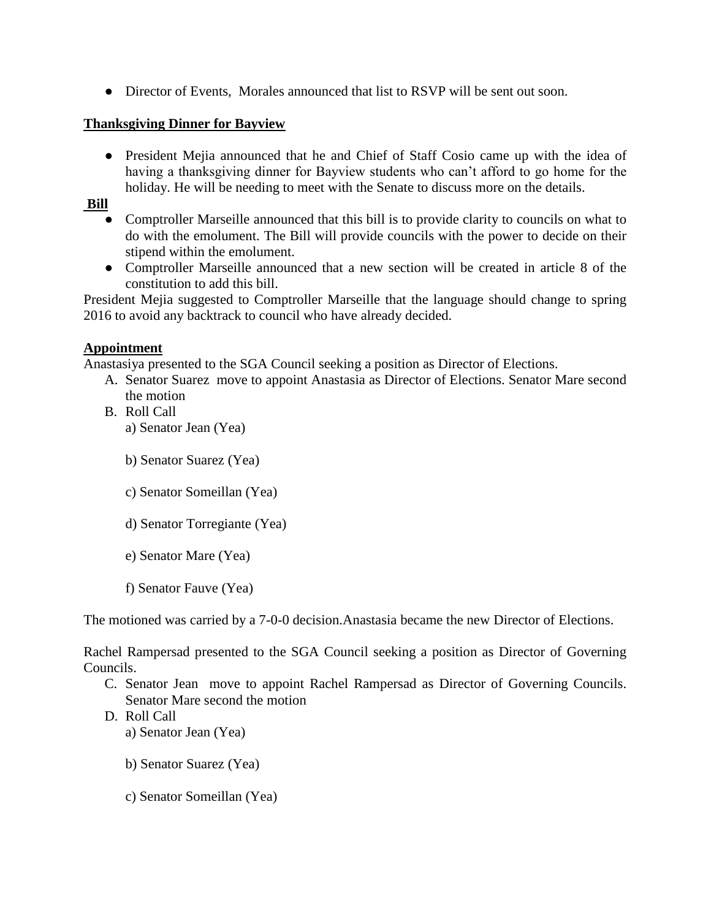- Director of Events, Morales announced that list to RSVP will be sent out soon.

**Thanksgiving Dinner for Bayview**

- President Mejia announced that he and Chief of Staff Cosio came up with the idea of having a thanksgiving dinner for Bayview students who can't afford to go home for the holiday. He will be needing to meet with the Senate to discuss more on the details.

**Bill**

- Comptroller Marseille announced that this bill is to provide clarity to councils on what to do with the emolument. The Bill will provide councils with the power to decide on their stipend within the emolument.
- Comptroller Marseille announced that a new section will be created in article 8 of the constitution to add this bill.

President Mejia suggested to Comptroller Marseille that the language should change to spring 2016 to avoid any backtrack to council who have already decided.

**Appointment**

Anastasiya presented to the SGA Council seeking a position as Director of Elections.

A. Senator Suarez move to appoint Anastasia as Director of Elections. Senator Mare second the motion
B. Roll Call
   a) Senator Jean (Yea)

   b) Senator Suarez (Yea)

   c) Senator Someillan (Yea)

   d) Senator Torregiante (Yea)

   e) Senator Mare (Yea)

   f) Senator Fauve (Yea)

The motioned was carried by a 7-0-0 decision.Anastasia became the new Director of Elections.

Rachel Rampersad presented to the SGA Council seeking a position as Director of Governing Councils.

C. Senator Jean move to appoint Rachel Rampersad as Director of Governing Councils. Senator Mare second the motion
D. Roll Call
   a) Senator Jean (Yea)

   b) Senator Suarez (Yea)

   c) Senator Someillan (Yea)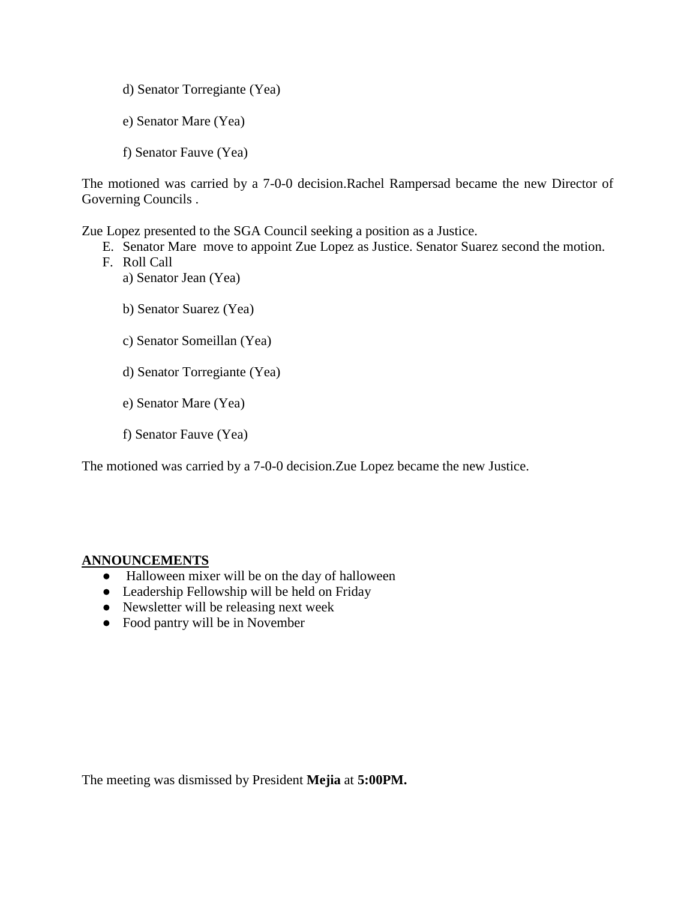d) Senator Torregiante (Yea)

e) Senator Mare (Yea)

f) Senator Fauve (Yea)

The motioned was carried by a 7-0-0 decision.Rachel Rampersad became the new Director of Governing Councils .

Zue Lopez presented to the SGA Council seeking a position as a Justice.

E. Senator Mare move to appoint Zue Lopez as Justice. Senator Suarez second the motion.
F. Roll Call

   a) Senator Jean (Yea)

   b) Senator Suarez (Yea)

   c) Senator Someillan (Yea)

   d) Senator Torregiante (Yea)

   e) Senator Mare (Yea)

   f) Senator Fauve (Yea)

The motioned was carried by a 7-0-0 decision.Zue Lopez became the new Justice.

**ANNOUNCEMENTS**

- Halloween mixer will be on the day of halloween
- Leadership Fellowship will be held on Friday
- Newsletter will be releasing next week
- Food pantry will be in November

The meeting was dismissed by President **Mejia** at **5:00PM.**